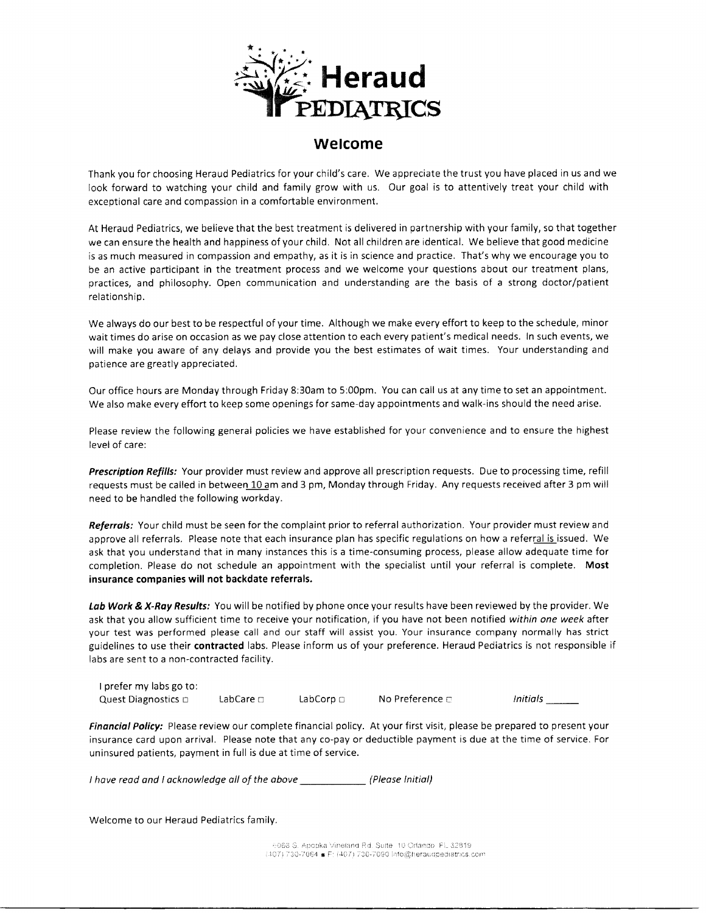# Heraud PEDIATRICS

## Welcome

Thank you for choosing Heraud Pediatrics for your child's care. We appreciate the trust you have placed in us and we look forward to watching your child and family grow with us. Our goal is to attentively treat your child with exceptional care and compassion in a comfortable environment.

At Heraud Pediatrics, we believe that the best treatment is delivered in partnership with your family, so that together we can ensure the health and happiness of your child. Not all children are identical. We believe that good medicine is as much measured in compassion and empathy, as it is in science and practice. That's why we encourage you to be an active participant in the treatment process and we welcome your questions about our treatment plans, practices, and philosophy. Open communication and understanding are the basis of a strong doctor/patient relationship.

We always do our best to be respectful of your time. Although we make every effort to keep to the schedule, minor wait times do arise on occasion as we pay close attention to each every patient's medical needs. In such events, we will make you aware of any delays and provide you the best estimates of wait times. Your understanding and patience are greatly appreciated.

Our office hours are Monday through Friday 8:30am to 5:00pm. You can call us at any time to set an appointment. We also make every effort to keep some openings for same-day appointments and walk-ins should the need arise.

Please review the following general policies we have established for your convenience and to ensure the highest level of care:

***Prescription Refills:*** Your provider must review and approve all prescription requests. Due to processing time, refill requests must be called in between 10 am and 3 pm, Monday through Friday. Any requests received after 3 pm will need to be handled the following workday.

***Referrals:*** Your child must be seen for the complaint prior to referral authorization. Your provider must review and approve all referrals. Please note that each insurance plan has specific regulations on how a referral is issued. We ask that you understand that in many instances this is a time-consuming process, please allow adequate time for completion. Please do not schedule an appointment with the specialist until your referral is complete. **Most insurance companies will not backdate referrals.**

***Lab Work & X-Ray Results:*** You will be notified by phone once your results have been reviewed by the provider. We ask that you allow sufficient time to receive your notification, if you have not been notified *within one week* after your test was performed please call and our staff will assist you. Your insurance company normally has strict guidelines to use their **contracted** labs. Please inform us of your preference. Heraud Pediatrics is not responsible if labs are sent to a non-contracted facility.

I prefer my labs go to:
Quest Diagnostics ☐ LabCare ☐ LabCorp ☐ No Preference ☐ *Initials* ______

***Financial Policy:*** Please review our complete financial policy. At your first visit, please be prepared to present your insurance card upon arrival. Please note that any co-pay or deductible payment is due at the time of service. For uninsured patients, payment in full is due at time of service.

*I have read and I acknowledge all of the above* ____________ *(Please Initial)*

Welcome to our Heraud Pediatrics family.

5068 S. Apopka Vineland Rd. Suite 10 Orlando, FL 32819
(407) 730-7064 ▪ F: (407) 730-7090 info@heraudpediatrics.com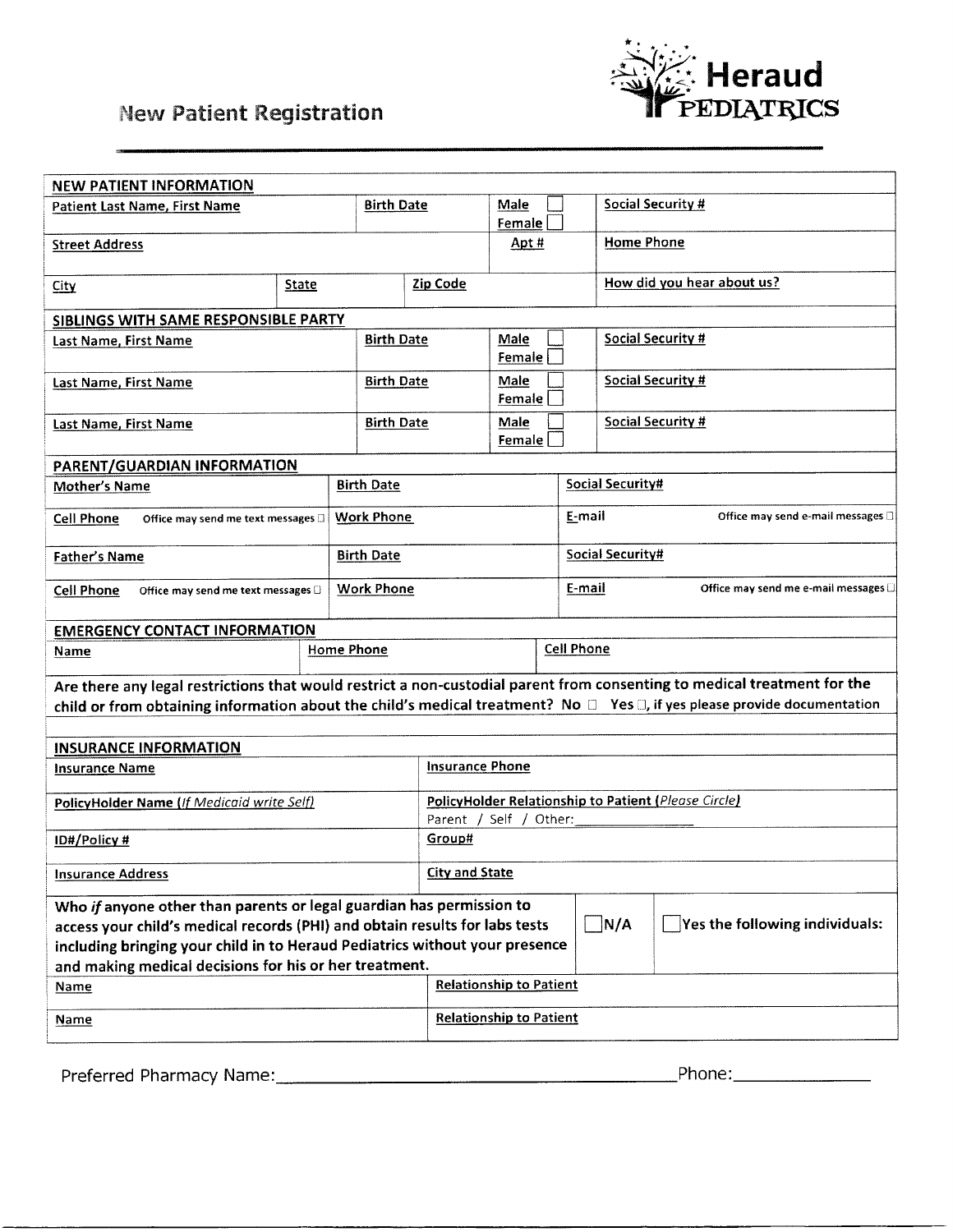# New Patient Registration

**Heraud PEDIATRICS**

## NEW PATIENT INFORMATION

| Patient Last Name, First Name | Birth Date | Male ☐ Female ☐ | Social Security # |
|---|---|---|---|
| **Street Address** | | **Apt #** | **Home Phone** |
| **City** | **State** | **Zip Code** | **How did you hear about us?** |

## SIBLINGS WITH SAME RESPONSIBLE PARTY

| Last Name, First Name | Birth Date | Male ☐ Female ☐ | Social Security # |
|---|---|---|---|
| **Last Name, First Name** | **Birth Date** | **Male ☐ Female ☐** | **Social Security #** |
| **Last Name, First Name** | **Birth Date** | **Male ☐ Female ☐** | **Social Security #** |

## PARENT/GUARDIAN INFORMATION

| Mother's Name | Birth Date | Social Security# |
|---|---|---|
| **Cell Phone** Office may send me text messages ☐ | **Work Phone** | **E-mail** Office may send e-mail messages ☐ |
| **Father's Name** | **Birth Date** | **Social Security#** |
| **Cell Phone** Office may send me text messages ☐ | **Work Phone** | **E-mail** Office may send me e-mail messages ☐ |

## EMERGENCY CONTACT INFORMATION

| Name | Home Phone | Cell Phone |
|---|---|---|
| | | |

**Are there any legal restrictions that would restrict a non-custodial parent from consenting to medical treatment for the child or from obtaining information about the child's medical treatment? No ☐ Yes ☐, if yes please provide documentation**

## INSURANCE INFORMATION

| Insurance Name | Insurance Phone |
|---|---|
| **PolicyHolder Name** (*If Medicaid write Self*) | **PolicyHolder Relationship to Patient** (*Please Circle*) Parent / Self / Other:\_\_\_\_\_\_\_\_\_\_ |
| **ID#/Policy #** | **Group#** |
| **Insurance Address** | **City and State** |

**Who *if* anyone other than parents or legal guardian has permission to access your child's medical records (PHI) and obtain results for labs tests including bringing your child in to Heraud Pediatrics without your presence and making medical decisions for his or her treatment.** ☐ N/A ☐ Yes the following individuals:

| Name | Relationship to Patient |
|---|---|
| **Name** | **Relationship to Patient** |

Preferred Pharmacy Name:\_\_\_\_\_\_\_\_\_\_\_\_\_\_\_\_\_\_\_\_\_\_\_\_\_\_\_\_\_\_\_\_\_\_\_\_\_\_\_\_ Phone:\_\_\_\_\_\_\_\_\_\_\_\_\_\_\_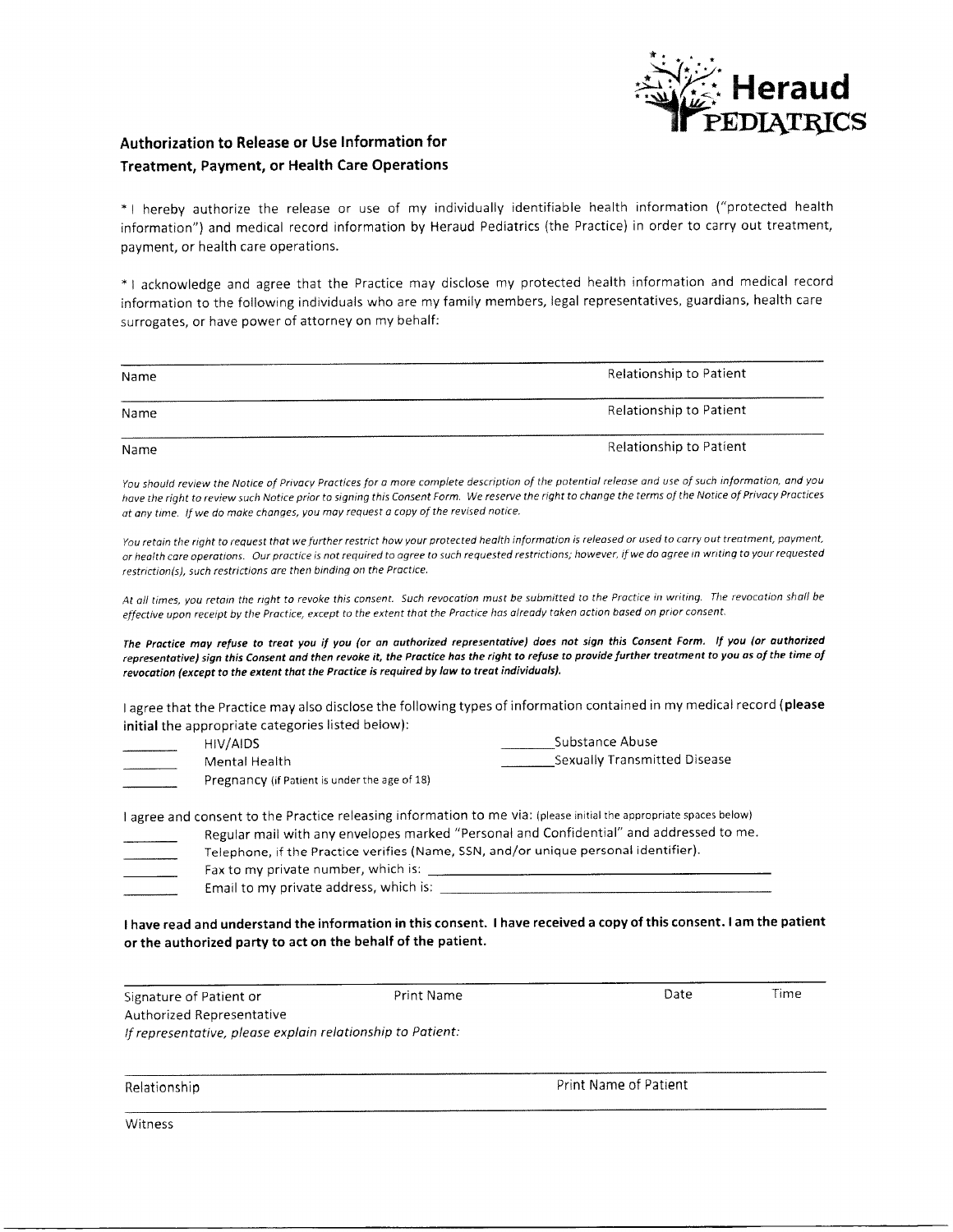Heraud PEDIATRICS

## Authorization to Release or Use Information for Treatment, Payment, or Health Care Operations

* I hereby authorize the release or use of my individually identifiable health information ("protected health information") and medical record information by Heraud Pediatrics (the Practice) in order to carry out treatment, payment, or health care operations.

* I acknowledge and agree that the Practice may disclose my protected health information and medical record information to the following individuals who are my family members, legal representatives, guardians, health care surrogates, or have power of attorney on my behalf:

| Name | Relationship to Patient |
|---|---|
| Name | Relationship to Patient |
| Name | Relationship to Patient |

*You should review the Notice of Privacy Practices for a more complete description of the potential release and use of such information, and you have the right to review such Notice prior to signing this Consent Form. We reserve the right to change the terms of the Notice of Privacy Practices at any time. If we do make changes, you may request a copy of the revised notice.*

*You retain the right to request that we further restrict how your protected health information is released or used to carry out treatment, payment, or health care operations. Our practice is not required to agree to such requested restrictions; however, if we do agree in writing to your requested restriction(s), such restrictions are then binding on the Practice.*

*At all times, you retain the right to revoke this consent. Such revocation must be submitted to the Practice in writing. The revocation shall be effective upon receipt by the Practice, except to the extent that the Practice has already taken action based on prior consent.*

***The Practice may refuse to treat you if you (or an authorized representative) does not sign this Consent Form. If you (or authorized representative) sign this Consent and then revoke it, the Practice has the right to refuse to provide further treatment to you as of the time of revocation (except to the extent that the Practice is required by law to treat individuals).***

I agree that the Practice may also disclose the following types of information contained in my medical record (**please initial** the appropriate categories listed below):

_______ HIV/AIDS
_______ Mental Health
_______ Pregnancy (If Patient is under the age of 18)
_______ Substance Abuse
_______ Sexually Transmitted Disease

I agree and consent to the Practice releasing information to me via: (please initial the appropriate spaces below)

_______ Regular mail with any envelopes marked "Personal and Confidential" and addressed to me.
_______ Telephone, if the Practice verifies (Name, SSN, and/or unique personal identifier).
_______ Fax to my private number, which is: ____________________________
_______ Email to my private address, which is: ____________________________

**I have read and understand the information in this consent. I have received a copy of this consent. I am the patient or the authorized party to act on the behalf of the patient.**

| Signature of Patient or Authorized Representative | Print Name | Date | Time |
|---|---|---|---|

*If representative, please explain relationship to Patient:*

| Relationship | Print Name of Patient |
|---|---|

Witness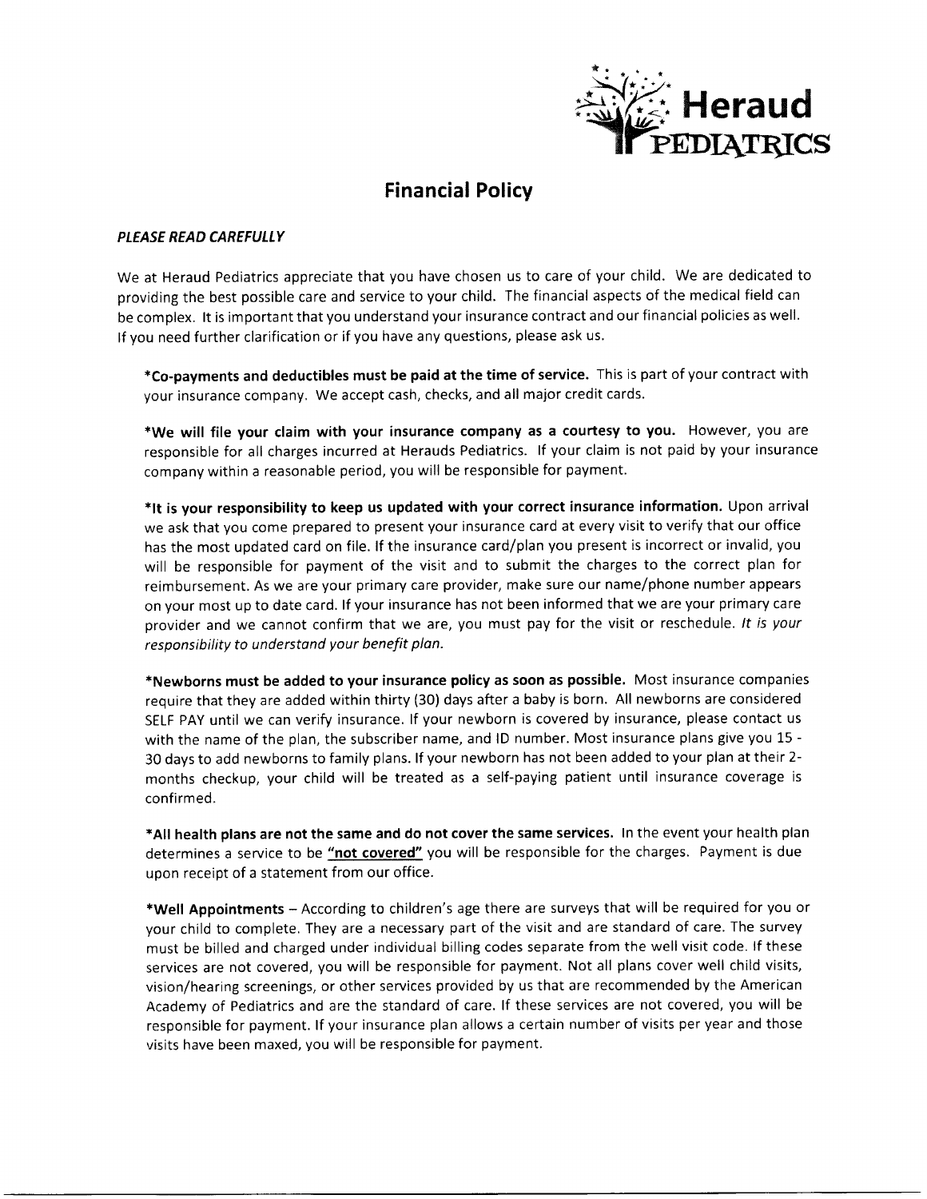Heraud PEDIATRICS

# Financial Policy

***PLEASE READ CAREFULLY***

We at Heraud Pediatrics appreciate that you have chosen us to care of your child. We are dedicated to providing the best possible care and service to your child. The financial aspects of the medical field can be complex. It is important that you understand your insurance contract and our financial policies as well. If you need further clarification or if you have any questions, please ask us.

***Co-payments and deductibles must be paid at the time of service.** This is part of your contract with your insurance company. We accept cash, checks, and all major credit cards.

***We will file your claim with your insurance company as a courtesy to you.** However, you are responsible for all charges incurred at Herauds Pediatrics. If your claim is not paid by your insurance company within a reasonable period, you will be responsible for payment.

***It is your responsibility to keep us updated with your correct insurance information.** Upon arrival we ask that you come prepared to present your insurance card at every visit to verify that our office has the most updated card on file. If the insurance card/plan you present is incorrect or invalid, you will be responsible for payment of the visit and to submit the charges to the correct plan for reimbursement. As we are your primary care provider, make sure our name/phone number appears on your most up to date card. If your insurance has not been informed that we are your primary care provider and we cannot confirm that we are, you must pay for the visit or reschedule. *It is your responsibility to understand your benefit plan.*

***Newborns must be added to your insurance policy as soon as possible.** Most insurance companies require that they are added within thirty (30) days after a baby is born. All newborns are considered SELF PAY until we can verify insurance. If your newborn is covered by insurance, please contact us with the name of the plan, the subscriber name, and ID number. Most insurance plans give you 15 - 30 days to add newborns to family plans. If your newborn has not been added to your plan at their 2-months checkup, your child will be treated as a self-paying patient until insurance coverage is confirmed.

***All health plans are not the same and do not cover the same services.** In the event your health plan determines a service to be **<u>"not covered"</u>** you will be responsible for the charges. Payment is due upon receipt of a statement from our office.

***Well Appointments** – According to children's age there are surveys that will be required for you or your child to complete. They are a necessary part of the visit and are standard of care. The survey must be billed and charged under individual billing codes separate from the well visit code. If these services are not covered, you will be responsible for payment. Not all plans cover well child visits, vision/hearing screenings, or other services provided by us that are recommended by the American Academy of Pediatrics and are the standard of care. If these services are not covered, you will be responsible for payment. If your insurance plan allows a certain number of visits per year and those visits have been maxed, you will be responsible for payment.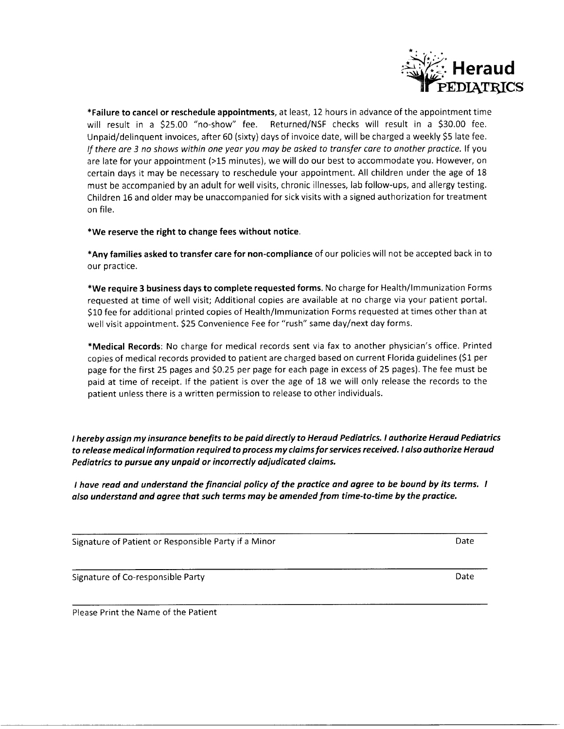**Heraud PEDIATRICS**

**\*Failure to cancel or reschedule appointments**, at least, 12 hours in advance of the appointment time will result in a $25.00 "no-show" fee. Returned/NSF checks will result in a $30.00 fee. Unpaid/delinquent invoices, after 60 (sixty) days of invoice date, will be charged a weekly $5 late fee. *If there are 3 no shows within one year you may be asked to transfer care to another practice.* If you are late for your appointment (>15 minutes), we will do our best to accommodate you. However, on certain days it may be necessary to reschedule your appointment. All children under the age of 18 must be accompanied by an adult for well visits, chronic illnesses, lab follow-ups, and allergy testing. Children 16 and older may be unaccompanied for sick visits with a signed authorization for treatment on file.

**\*We reserve the right to change fees without notice.**

**\*Any families asked to transfer care for non-compliance** of our policies will not be accepted back in to our practice.

**\*We require 3 business days to complete requested forms.** No charge for Health/Immunization Forms requested at time of well visit; Additional copies are available at no charge via your patient portal. $10 fee for additional printed copies of Health/Immunization Forms requested at times other than at well visit appointment. $25 Convenience Fee for "rush" same day/next day forms.

**\*Medical Records**: No charge for medical records sent via fax to another physician's office. Printed copies of medical records provided to patient are charged based on current Florida guidelines ($1 per page for the first 25 pages and $0.25 per page for each page in excess of 25 pages). The fee must be paid at time of receipt. If the patient is over the age of 18 we will only release the records to the patient unless there is a written permission to release to other individuals.

***I hereby assign my insurance benefits to be paid directly to Heraud Pediatrics. I authorize Heraud Pediatrics to release medical information required to process my claims for services received. I also authorize Heraud Pediatrics to pursue any unpaid or incorrectly adjudicated claims.***

***I have read and understand the financial policy of the practice and agree to be bound by its terms. I also understand and agree that such terms may be amended from time-to-time by the practice.***

_______________________________________________
Signature of Patient or Responsible Party if a Minor — Date

_______________________________________________
Signature of Co-responsible Party — Date

_______________________________________________
Please Print the Name of the Patient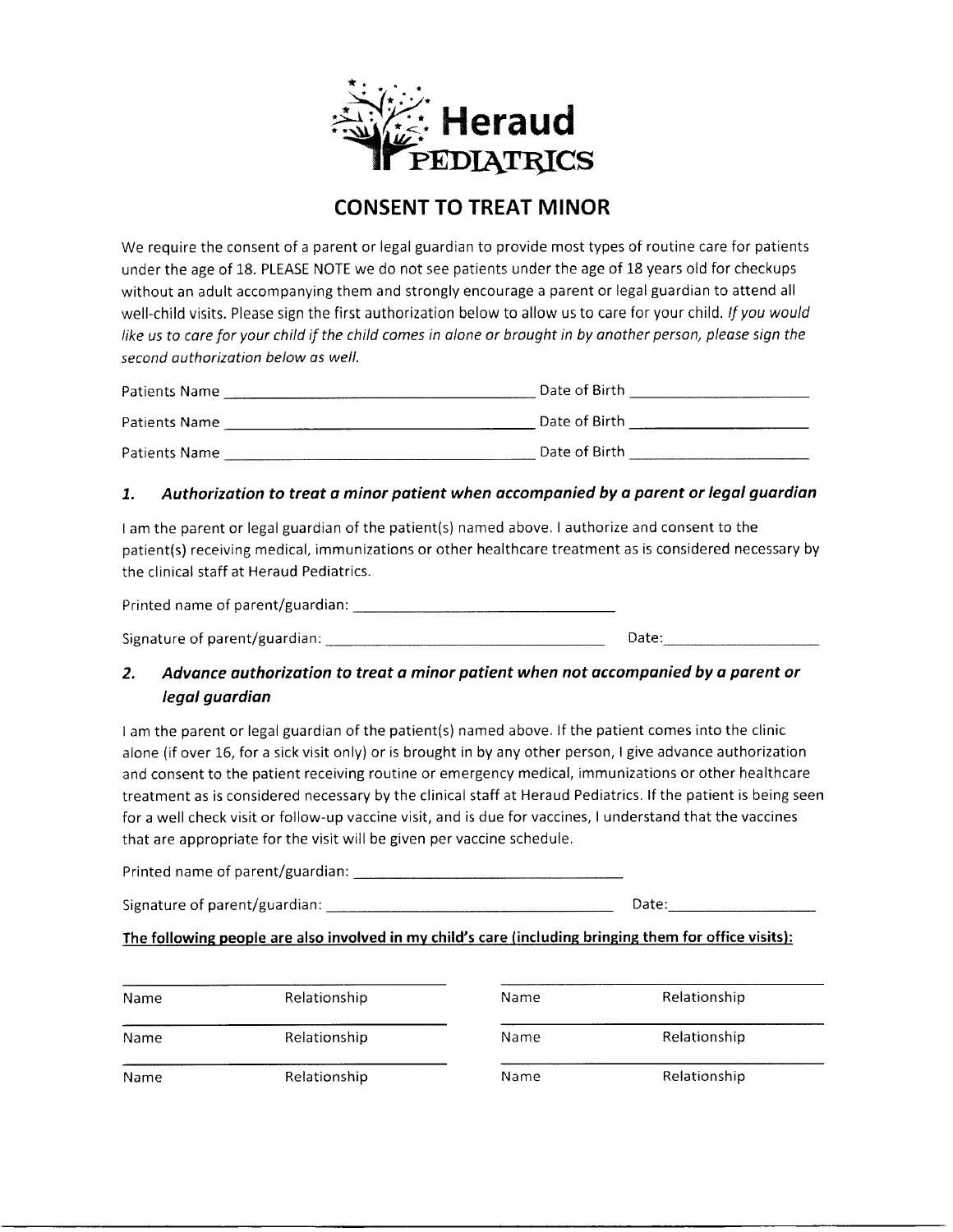# Heraud PEDIATRICS

## CONSENT TO TREAT MINOR

We require the consent of a parent or legal guardian to provide most types of routine care for patients under the age of 18. PLEASE NOTE we do not see patients under the age of 18 years old for checkups without an adult accompanying them and strongly encourage a parent or legal guardian to attend all well-child visits. Please sign the first authorization below to allow us to care for your child. *If you would like us to care for your child if the child comes in alone or brought in by another person, please sign the second authorization below as well.*

Patients Name ______________________________ Date of Birth ________________

Patients Name ______________________________ Date of Birth ________________

Patients Name ______________________________ Date of Birth ________________

### 1. *Authorization to treat a minor patient when accompanied by a parent or legal guardian*

I am the parent or legal guardian of the patient(s) named above. I authorize and consent to the patient(s) receiving medical, immunizations or other healthcare treatment as is considered necessary by the clinical staff at Heraud Pediatrics.

Printed name of parent/guardian: ______________________________

Signature of parent/guardian: ______________________________ Date: ________________

### 2. *Advance authorization to treat a minor patient when not accompanied by a parent or legal guardian*

I am the parent or legal guardian of the patient(s) named above. If the patient comes into the clinic alone (if over 16, for a sick visit only) or is brought in by any other person, I give advance authorization and consent to the patient receiving routine or emergency medical, immunizations or other healthcare treatment as is considered necessary by the clinical staff at Heraud Pediatrics. If the patient is being seen for a well check visit or follow-up vaccine visit, and is due for vaccines, I understand that the vaccines that are appropriate for the visit will be given per vaccine schedule.

Printed name of parent/guardian: ______________________________

Signature of parent/guardian: ______________________________ Date: ________________

**The following people are also involved in my child's care (including bringing them for office visits):**

| Name | Relationship | Name | Relationship |
|---|---|---|---|
| | | | |
| | | | |
| | | | |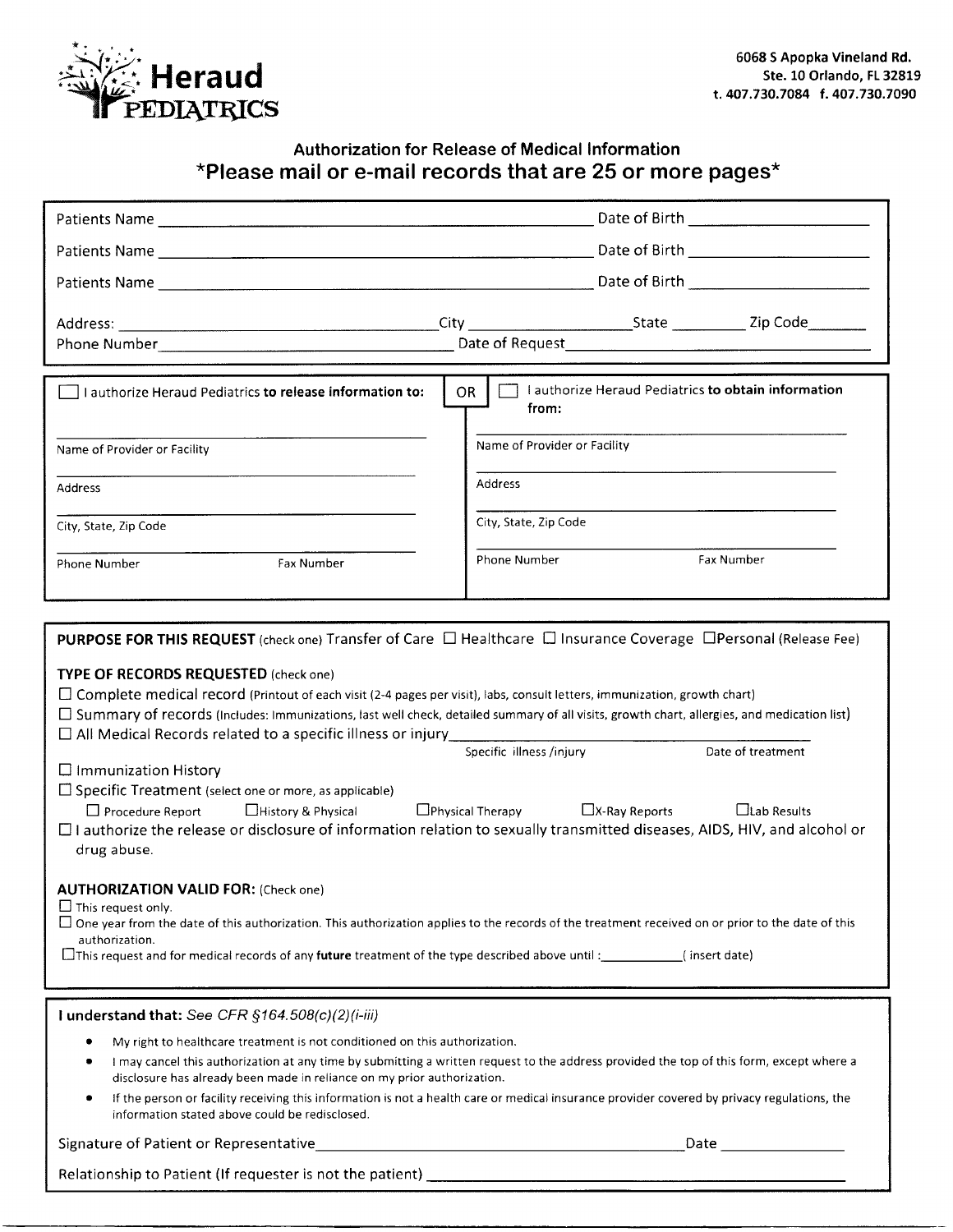# Heraud PEDIATRICS

6068 S Apopka Vineland Rd.
Ste. 10 Orlando, FL 32819
t. 407.730.7084 f. 407.730.7090

## Authorization for Release of Medical Information

### *Please mail or e-mail records that are 25 or more pages*

Patients Name ______________________________ Date of Birth ______________

Patients Name ______________________________ Date of Birth ______________

Patients Name ______________________________ Date of Birth ______________

Address: ______________________________ City ______________ State ________ Zip Code ______

Phone Number ______________________________ Date of Request ______________________________

☐ I authorize Heraud Pediatrics **to release information to:**

______________________________
Name of Provider or Facility

______________________________
Address

______________________________
City, State, Zip Code

______________________________
Phone Number Fax Number

OR

☐ I authorize Heraud Pediatrics **to obtain information from:**

______________________________
Name of Provider or Facility

______________________________
Address

______________________________
City, State, Zip Code

______________________________
Phone Number Fax Number

**PURPOSE FOR THIS REQUEST** (check one) Transfer of Care ☐ Healthcare ☐ Insurance Coverage ☐Personal (Release Fee)

**TYPE OF RECORDS REQUESTED** (check one)

☐ Complete medical record (Printout of each visit (2-4 pages per visit), labs, consult letters, immunization, growth chart)

☐ Summary of records (Includes: Immunizations, last well check, detailed summary of all visits, growth chart, allergies, and medication list)

☐ All Medical Records related to a specific illness or injury______________________________
Specific illness /injury Date of treatment

☐ Immunization History

☐ Specific Treatment (select one or more, as applicable)

☐ Procedure Report ☐History & Physical ☐Physical Therapy ☐X-Ray Reports ☐Lab Results

☐ I authorize the release or disclosure of information relation to sexually transmitted diseases, AIDS, HIV, and alcohol or drug abuse.

**AUTHORIZATION VALID FOR:** (Check one)

☐ This request only.

☐ One year from the date of this authorization. This authorization applies to the records of the treatment received on or prior to the date of this authorization.

☐This request and for medical records of any **future** treatment of the type described above until :__________( insert date)

**I understand that:** *See CFR §164.508(c)(2)(i-iii)*

- My right to healthcare treatment is not conditioned on this authorization.
- I may cancel this authorization at any time by submitting a written request to the address provided the top of this form, except where a disclosure has already been made in reliance on my prior authorization.
- If the person or facility receiving this information is not a health care or medical insurance provider covered by privacy regulations, the information stated above could be redisclosed.

Signature of Patient or Representative______________________________ Date ______________

Relationship to Patient (If requester is not the patient) ______________________________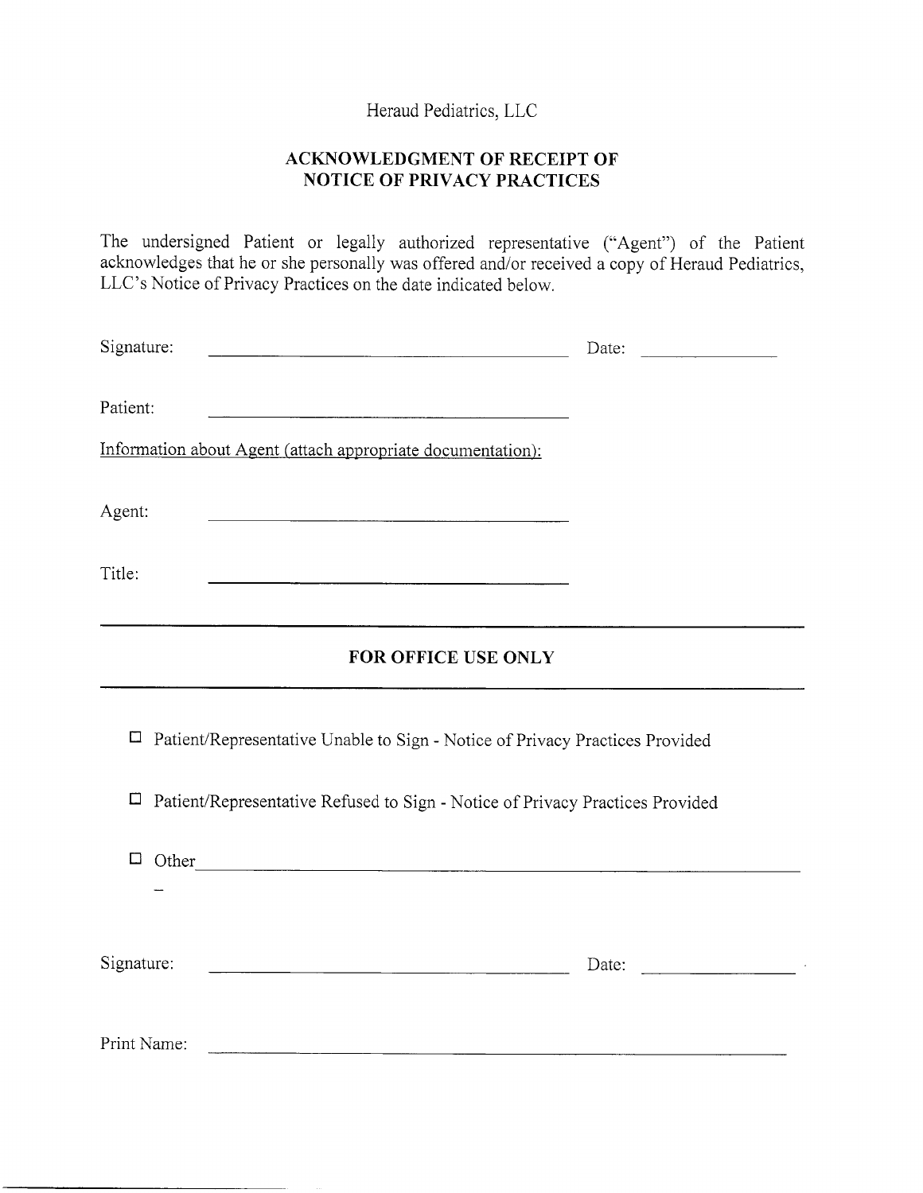Heraud Pediatrics, LLC

# ACKNOWLEDGMENT OF RECEIPT OF NOTICE OF PRIVACY PRACTICES

The undersigned Patient or legally authorized representative ("Agent") of the Patient acknowledges that he or she personally was offered and/or received a copy of Heraud Pediatrics, LLC's Notice of Privacy Practices on the date indicated below.

Signature: ______________________________ Date: ____________

Patient: ______________________________

Information about Agent (attach appropriate documentation):

Agent: ______________________________

Title: ______________________________

---

## FOR OFFICE USE ONLY

---

☐ Patient/Representative Unable to Sign - Notice of Privacy Practices Provided

☐ Patient/Representative Refused to Sign - Notice of Privacy Practices Provided

☐ Other ____________________________________________________

Signature: ______________________________ Date: ____________

Print Name: ____________________________________________